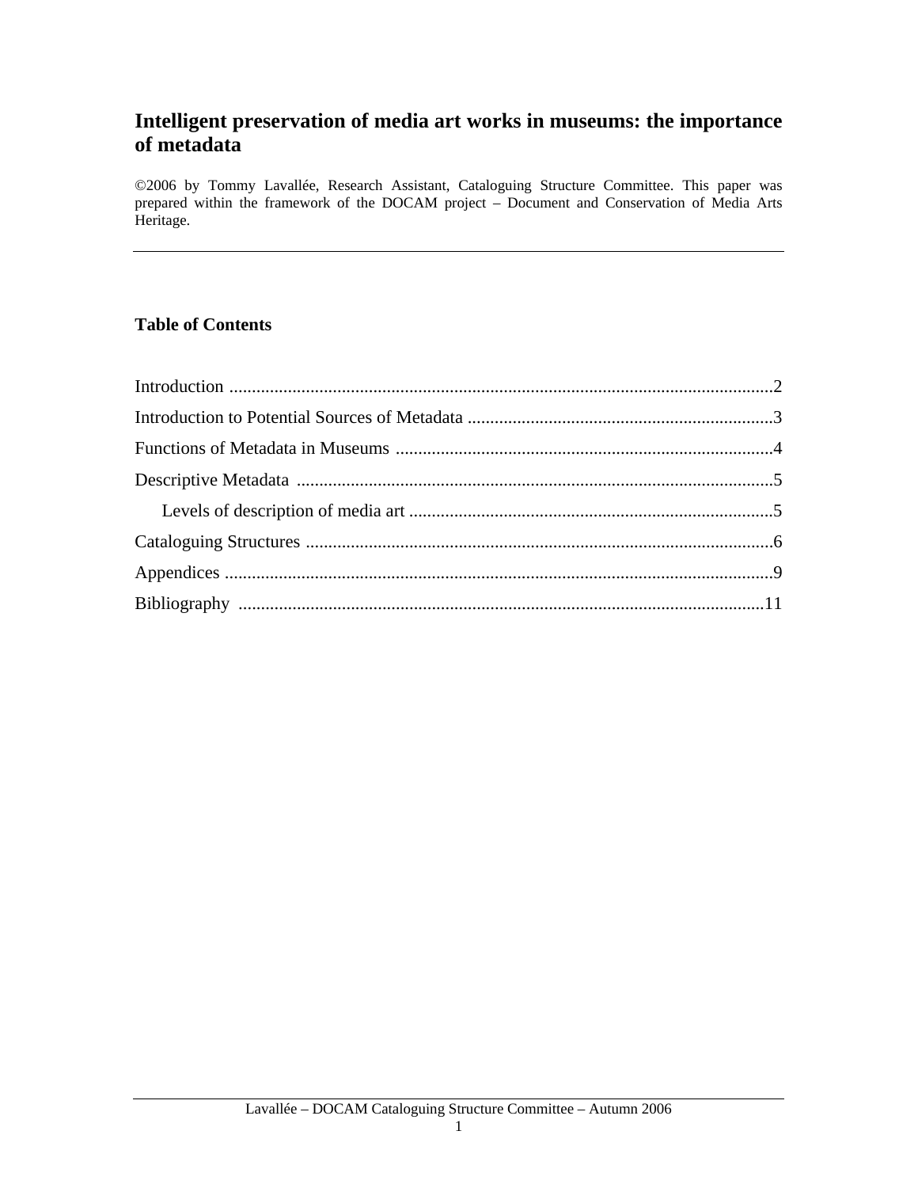# Intelligent preservation of media art works in museums: the importance of metadata

©2006 by Tommy Lavallée, Research Assistant, Cataloguing Structure Committee. This paper was prepared within the framework of the DOCAM project – Document and Conservation of Media Arts Heritage.

---

## Table of Contents

Introduction .......................................................................................................................2

Introduction to Potential Sources of Metadata ....................................................................3

Functions of Metadata in Museums ....................................................................................4

Descriptive Metadata .........................................................................................................5

    Levels of description of media art ................................................................................5

Cataloguing Structures .......................................................................................................6

Appendices .........................................................................................................................9

Bibliography ....................................................................................................................11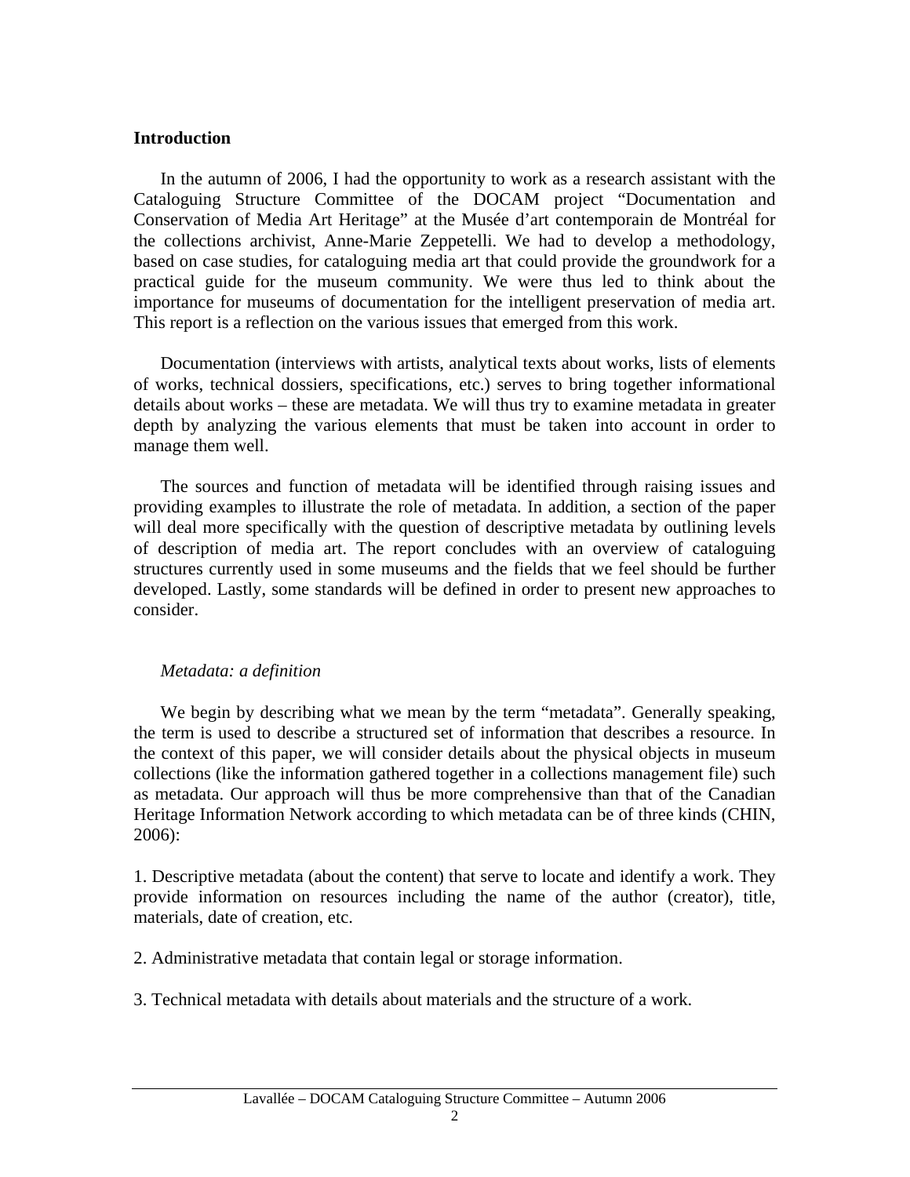## Introduction

In the autumn of 2006, I had the opportunity to work as a research assistant with the Cataloguing Structure Committee of the DOCAM project “Documentation and Conservation of Media Art Heritage” at the Musée d’art contemporain de Montréal for the collections archivist, Anne-Marie Zeppetelli. We had to develop a methodology, based on case studies, for cataloguing media art that could provide the groundwork for a practical guide for the museum community. We were thus led to think about the importance for museums of documentation for the intelligent preservation of media art. This report is a reflection on the various issues that emerged from this work.

Documentation (interviews with artists, analytical texts about works, lists of elements of works, technical dossiers, specifications, etc.) serves to bring together informational details about works – these are metadata. We will thus try to examine metadata in greater depth by analyzing the various elements that must be taken into account in order to manage them well.

The sources and function of metadata will be identified through raising issues and providing examples to illustrate the role of metadata. In addition, a section of the paper will deal more specifically with the question of descriptive metadata by outlining levels of description of media art. The report concludes with an overview of cataloguing structures currently used in some museums and the fields that we feel should be further developed. Lastly, some standards will be defined in order to present new approaches to consider.

### *Metadata: a definition*

We begin by describing what we mean by the term “metadata”. Generally speaking, the term is used to describe a structured set of information that describes a resource. In the context of this paper, we will consider details about the physical objects in museum collections (like the information gathered together in a collections management file) such as metadata. Our approach will thus be more comprehensive than that of the Canadian Heritage Information Network according to which metadata can be of three kinds (CHIN, 2006):

1. Descriptive metadata (about the content) that serve to locate and identify a work. They provide information on resources including the name of the author (creator), title, materials, date of creation, etc.

2. Administrative metadata that contain legal or storage information.

3. Technical metadata with details about materials and the structure of a work.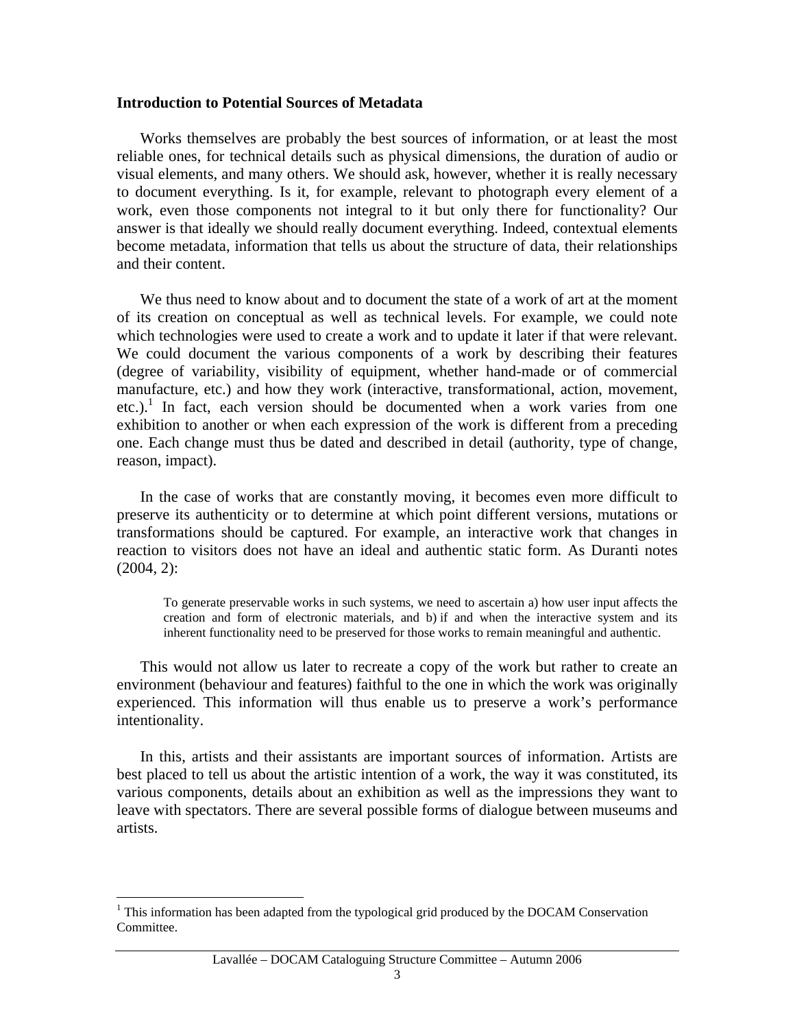**Introduction to Potential Sources of Metadata**

Works themselves are probably the best sources of information, or at least the most reliable ones, for technical details such as physical dimensions, the duration of audio or visual elements, and many others. We should ask, however, whether it is really necessary to document everything. Is it, for example, relevant to photograph every element of a work, even those components not integral to it but only there for functionality? Our answer is that ideally we should really document everything. Indeed, contextual elements become metadata, information that tells us about the structure of data, their relationships and their content.

We thus need to know about and to document the state of a work of art at the moment of its creation on conceptual as well as technical levels. For example, we could note which technologies were used to create a work and to update it later if that were relevant. We could document the various components of a work by describing their features (degree of variability, visibility of equipment, whether hand-made or of commercial manufacture, etc.) and how they work (interactive, transformational, action, movement, etc.).[1] In fact, each version should be documented when a work varies from one exhibition to another or when each expression of the work is different from a preceding one. Each change must thus be dated and described in detail (authority, type of change, reason, impact).

In the case of works that are constantly moving, it becomes even more difficult to preserve its authenticity or to determine at which point different versions, mutations or transformations should be captured. For example, an interactive work that changes in reaction to visitors does not have an ideal and authentic static form. As Duranti notes (2004, 2):

> To generate preservable works in such systems, we need to ascertain a) how user input affects the creation and form of electronic materials, and b) if and when the interactive system and its inherent functionality need to be preserved for those works to remain meaningful and authentic.

This would not allow us later to recreate a copy of the work but rather to create an environment (behaviour and features) faithful to the one in which the work was originally experienced. This information will thus enable us to preserve a work's performance intentionality.

In this, artists and their assistants are important sources of information. Artists are best placed to tell us about the artistic intention of a work, the way it was constituted, its various components, details about an exhibition as well as the impressions they want to leave with spectators. There are several possible forms of dialogue between museums and artists.

[1] This information has been adapted from the typological grid produced by the DOCAM Conservation Committee.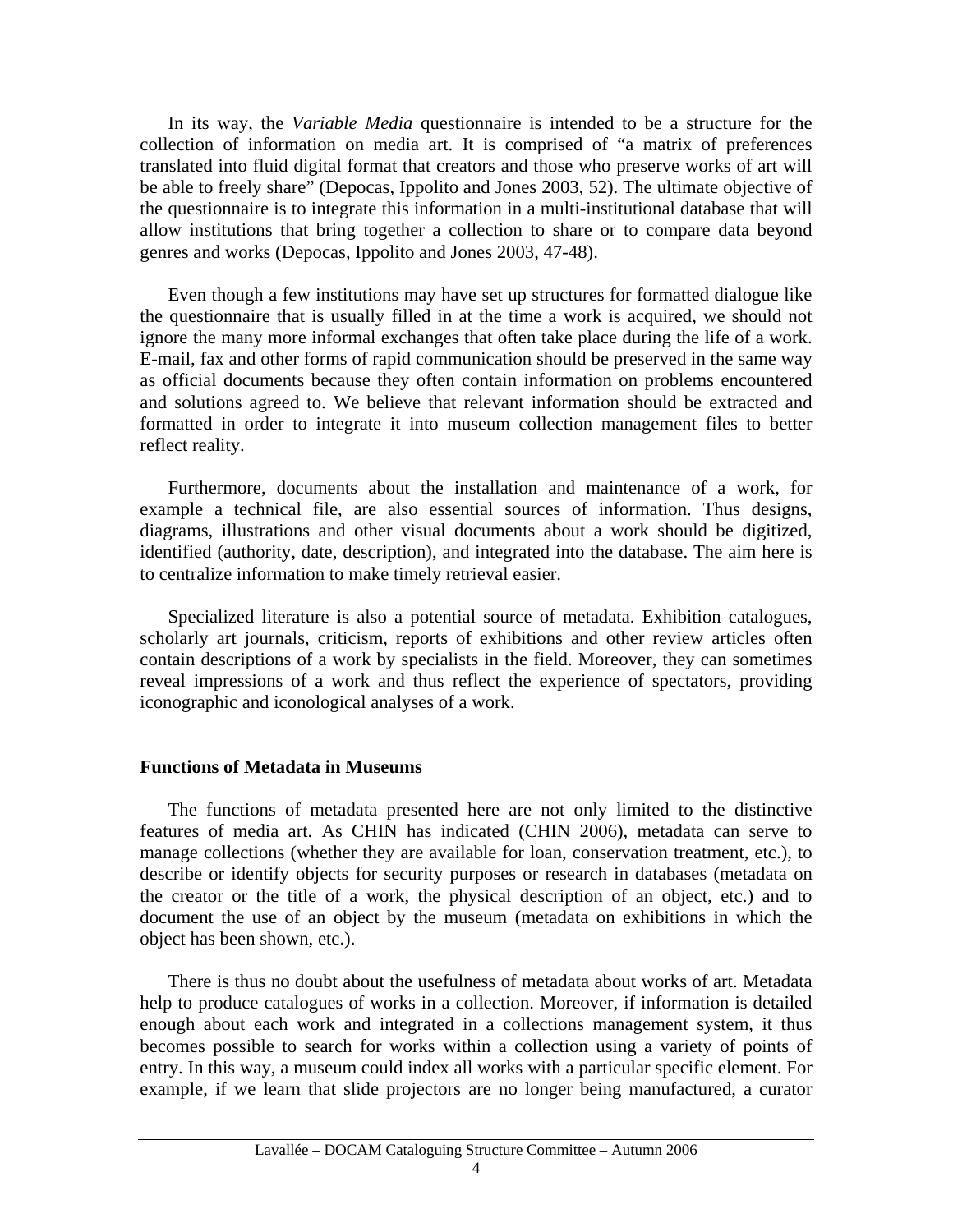In its way, the *Variable Media* questionnaire is intended to be a structure for the collection of information on media art. It is comprised of "a matrix of preferences translated into fluid digital format that creators and those who preserve works of art will be able to freely share" (Depocas, Ippolito and Jones 2003, 52). The ultimate objective of the questionnaire is to integrate this information in a multi-institutional database that will allow institutions that bring together a collection to share or to compare data beyond genres and works (Depocas, Ippolito and Jones 2003, 47-48).

Even though a few institutions may have set up structures for formatted dialogue like the questionnaire that is usually filled in at the time a work is acquired, we should not ignore the many more informal exchanges that often take place during the life of a work. E-mail, fax and other forms of rapid communication should be preserved in the same way as official documents because they often contain information on problems encountered and solutions agreed to. We believe that relevant information should be extracted and formatted in order to integrate it into museum collection management files to better reflect reality.

Furthermore, documents about the installation and maintenance of a work, for example a technical file, are also essential sources of information. Thus designs, diagrams, illustrations and other visual documents about a work should be digitized, identified (authority, date, description), and integrated into the database. The aim here is to centralize information to make timely retrieval easier.

Specialized literature is also a potential source of metadata. Exhibition catalogues, scholarly art journals, criticism, reports of exhibitions and other review articles often contain descriptions of a work by specialists in the field. Moreover, they can sometimes reveal impressions of a work and thus reflect the experience of spectators, providing iconographic and iconological analyses of a work.

**Functions of Metadata in Museums**

The functions of metadata presented here are not only limited to the distinctive features of media art. As CHIN has indicated (CHIN 2006), metadata can serve to manage collections (whether they are available for loan, conservation treatment, etc.), to describe or identify objects for security purposes or research in databases (metadata on the creator or the title of a work, the physical description of an object, etc.) and to document the use of an object by the museum (metadata on exhibitions in which the object has been shown, etc.).

There is thus no doubt about the usefulness of metadata about works of art. Metadata help to produce catalogues of works in a collection. Moreover, if information is detailed enough about each work and integrated in a collections management system, it thus becomes possible to search for works within a collection using a variety of points of entry. In this way, a museum could index all works with a particular specific element. For example, if we learn that slide projectors are no longer being manufactured, a curator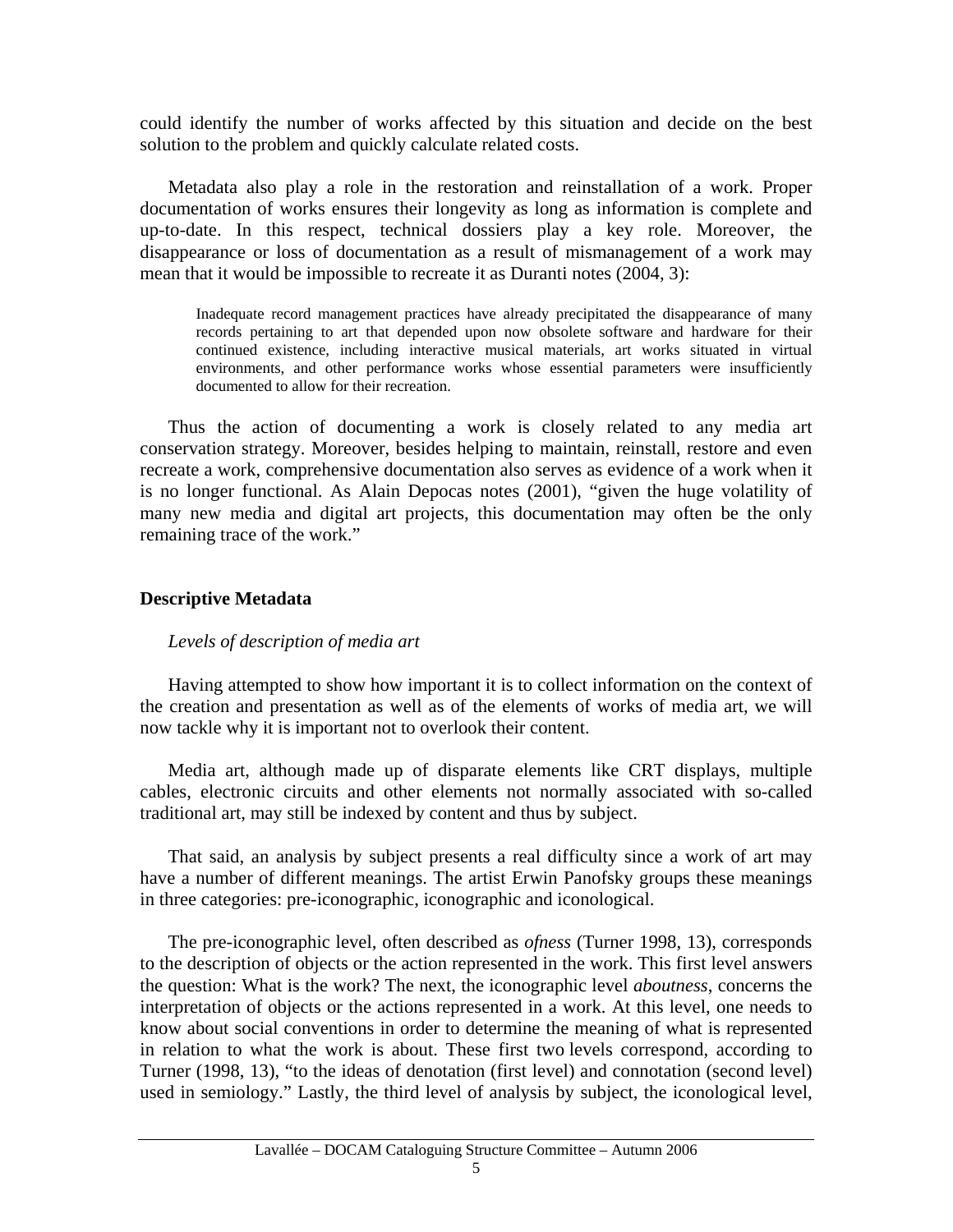could identify the number of works affected by this situation and decide on the best solution to the problem and quickly calculate related costs.

Metadata also play a role in the restoration and reinstallation of a work. Proper documentation of works ensures their longevity as long as information is complete and up-to-date. In this respect, technical dossiers play a key role. Moreover, the disappearance or loss of documentation as a result of mismanagement of a work may mean that it would be impossible to recreate it as Duranti notes (2004, 3):

> Inadequate record management practices have already precipitated the disappearance of many records pertaining to art that depended upon now obsolete software and hardware for their continued existence, including interactive musical materials, art works situated in virtual environments, and other performance works whose essential parameters were insufficiently documented to allow for their recreation.

Thus the action of documenting a work is closely related to any media art conservation strategy. Moreover, besides helping to maintain, reinstall, restore and even recreate a work, comprehensive documentation also serves as evidence of a work when it is no longer functional. As Alain Depocas notes (2001), "given the huge volatility of many new media and digital art projects, this documentation may often be the only remaining trace of the work."

## Descriptive Metadata

### *Levels of description of media art*

Having attempted to show how important it is to collect information on the context of the creation and presentation as well as of the elements of works of media art, we will now tackle why it is important not to overlook their content.

Media art, although made up of disparate elements like CRT displays, multiple cables, electronic circuits and other elements not normally associated with so-called traditional art, may still be indexed by content and thus by subject.

That said, an analysis by subject presents a real difficulty since a work of art may have a number of different meanings. The artist Erwin Panofsky groups these meanings in three categories: pre-iconographic, iconographic and iconological.

The pre-iconographic level, often described as *ofness* (Turner 1998, 13), corresponds to the description of objects or the action represented in the work. This first level answers the question: What is the work? The next, the iconographic level *aboutness*, concerns the interpretation of objects or the actions represented in a work. At this level, one needs to know about social conventions in order to determine the meaning of what is represented in relation to what the work is about. These first two levels correspond, according to Turner (1998, 13), "to the ideas of denotation (first level) and connotation (second level) used in semiology." Lastly, the third level of analysis by subject, the iconological level,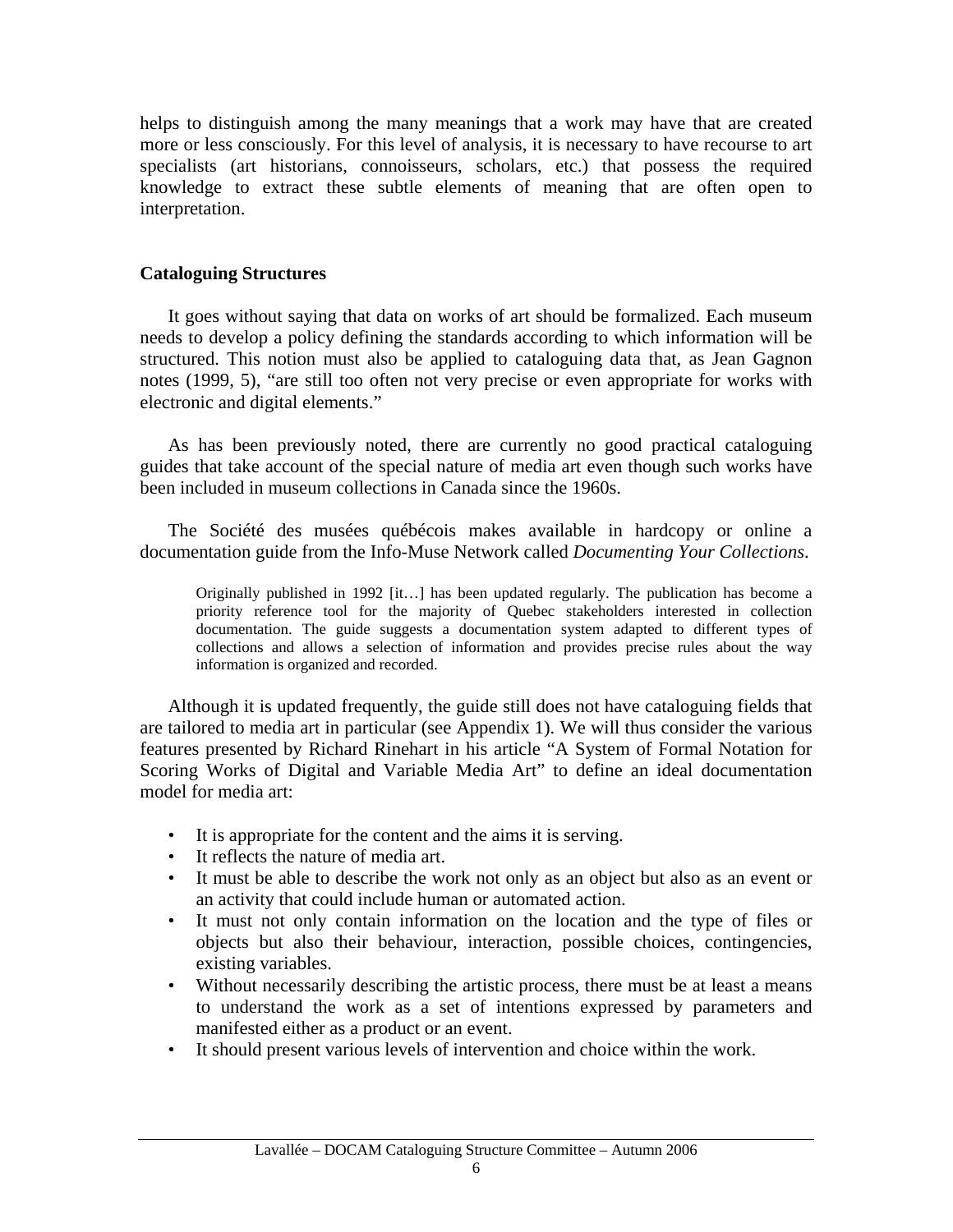helps to distinguish among the many meanings that a work may have that are created more or less consciously. For this level of analysis, it is necessary to have recourse to art specialists (art historians, connoisseurs, scholars, etc.) that possess the required knowledge to extract these subtle elements of meaning that are often open to interpretation.

## Cataloguing Structures

It goes without saying that data on works of art should be formalized. Each museum needs to develop a policy defining the standards according to which information will be structured. This notion must also be applied to cataloguing data that, as Jean Gagnon notes (1999, 5), "are still too often not very precise or even appropriate for works with electronic and digital elements."

As has been previously noted, there are currently no good practical cataloguing guides that take account of the special nature of media art even though such works have been included in museum collections in Canada since the 1960s.

The Société des musées québécois makes available in hardcopy or online a documentation guide from the Info-Muse Network called *Documenting Your Collections*.

> Originally published in 1992 [it…] has been updated regularly. The publication has become a priority reference tool for the majority of Quebec stakeholders interested in collection documentation. The guide suggests a documentation system adapted to different types of collections and allows a selection of information and provides precise rules about the way information is organized and recorded.

Although it is updated frequently, the guide still does not have cataloguing fields that are tailored to media art in particular (see Appendix 1). We will thus consider the various features presented by Richard Rinehart in his article "A System of Formal Notation for Scoring Works of Digital and Variable Media Art" to define an ideal documentation model for media art:

- It is appropriate for the content and the aims it is serving.
- It reflects the nature of media art.
- It must be able to describe the work not only as an object but also as an event or an activity that could include human or automated action.
- It must not only contain information on the location and the type of files or objects but also their behaviour, interaction, possible choices, contingencies, existing variables.
- Without necessarily describing the artistic process, there must be at least a means to understand the work as a set of intentions expressed by parameters and manifested either as a product or an event.
- It should present various levels of intervention and choice within the work.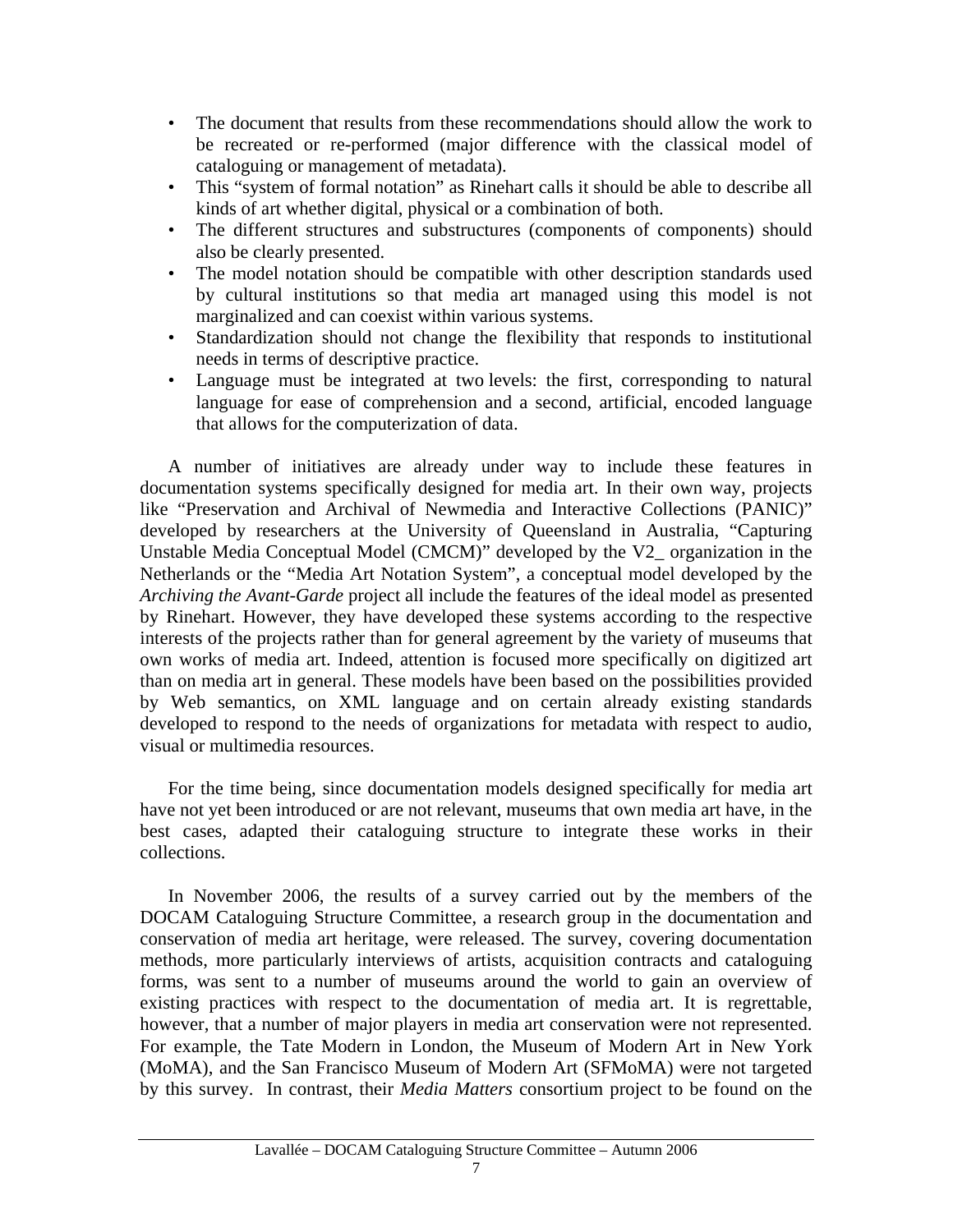- The document that results from these recommendations should allow the work to be recreated or re-performed (major difference with the classical model of cataloguing or management of metadata).
- This "system of formal notation" as Rinehart calls it should be able to describe all kinds of art whether digital, physical or a combination of both.
- The different structures and substructures (components of components) should also be clearly presented.
- The model notation should be compatible with other description standards used by cultural institutions so that media art managed using this model is not marginalized and can coexist within various systems.
- Standardization should not change the flexibility that responds to institutional needs in terms of descriptive practice.
- Language must be integrated at two levels: the first, corresponding to natural language for ease of comprehension and a second, artificial, encoded language that allows for the computerization of data.

A number of initiatives are already under way to include these features in documentation systems specifically designed for media art. In their own way, projects like "Preservation and Archival of Newmedia and Interactive Collections (PANIC)" developed by researchers at the University of Queensland in Australia, "Capturing Unstable Media Conceptual Model (CMCM)" developed by the V2_ organization in the Netherlands or the "Media Art Notation System", a conceptual model developed by the *Archiving the Avant-Garde* project all include the features of the ideal model as presented by Rinehart. However, they have developed these systems according to the respective interests of the projects rather than for general agreement by the variety of museums that own works of media art. Indeed, attention is focused more specifically on digitized art than on media art in general. These models have been based on the possibilities provided by Web semantics, on XML language and on certain already existing standards developed to respond to the needs of organizations for metadata with respect to audio, visual or multimedia resources.

For the time being, since documentation models designed specifically for media art have not yet been introduced or are not relevant, museums that own media art have, in the best cases, adapted their cataloguing structure to integrate these works in their collections.

In November 2006, the results of a survey carried out by the members of the DOCAM Cataloguing Structure Committee, a research group in the documentation and conservation of media art heritage, were released. The survey, covering documentation methods, more particularly interviews of artists, acquisition contracts and cataloguing forms, was sent to a number of museums around the world to gain an overview of existing practices with respect to the documentation of media art. It is regrettable, however, that a number of major players in media art conservation were not represented. For example, the Tate Modern in London, the Museum of Modern Art in New York (MoMA), and the San Francisco Museum of Modern Art (SFMoMA) were not targeted by this survey. In contrast, their *Media Matters* consortium project to be found on the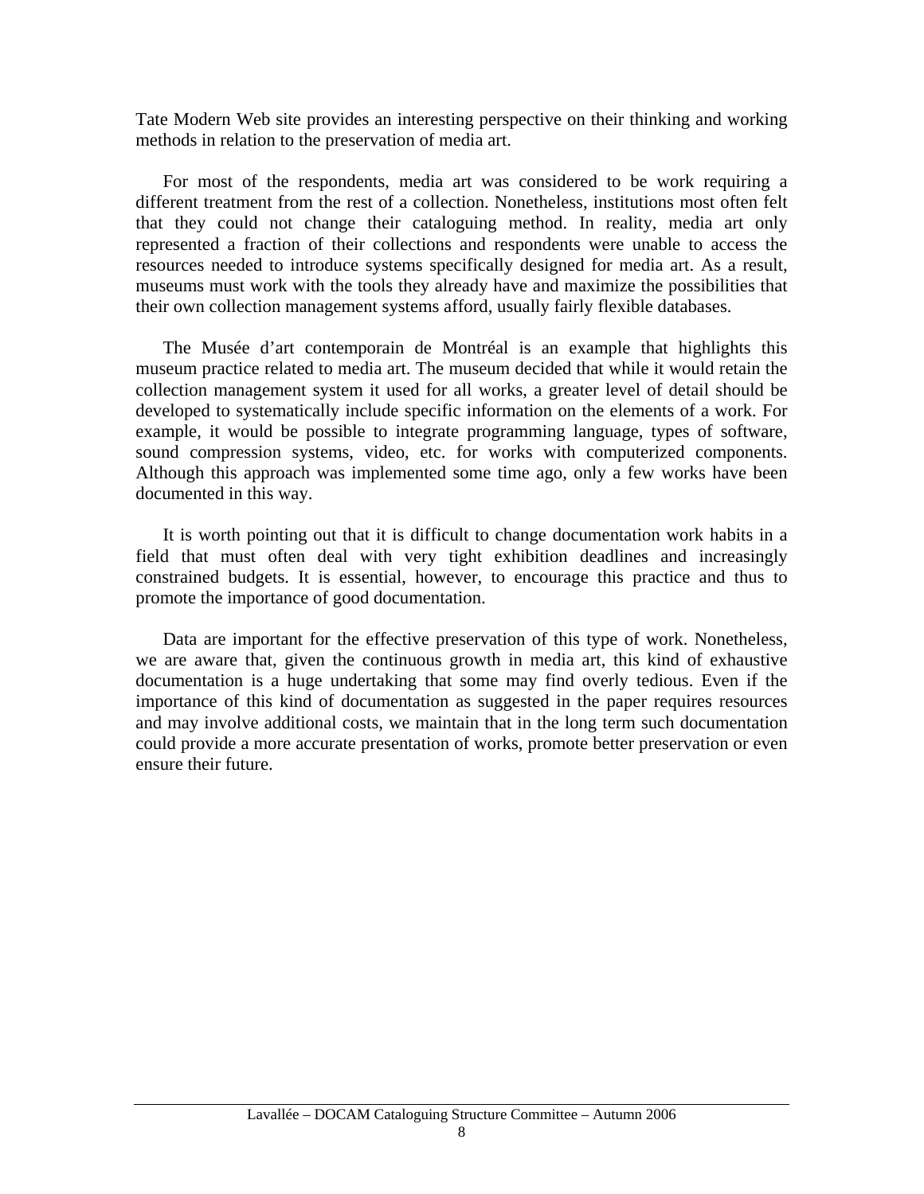Tate Modern Web site provides an interesting perspective on their thinking and working methods in relation to the preservation of media art.

For most of the respondents, media art was considered to be work requiring a different treatment from the rest of a collection. Nonetheless, institutions most often felt that they could not change their cataloguing method. In reality, media art only represented a fraction of their collections and respondents were unable to access the resources needed to introduce systems specifically designed for media art. As a result, museums must work with the tools they already have and maximize the possibilities that their own collection management systems afford, usually fairly flexible databases.

The Musée d'art contemporain de Montréal is an example that highlights this museum practice related to media art. The museum decided that while it would retain the collection management system it used for all works, a greater level of detail should be developed to systematically include specific information on the elements of a work. For example, it would be possible to integrate programming language, types of software, sound compression systems, video, etc. for works with computerized components. Although this approach was implemented some time ago, only a few works have been documented in this way.

It is worth pointing out that it is difficult to change documentation work habits in a field that must often deal with very tight exhibition deadlines and increasingly constrained budgets. It is essential, however, to encourage this practice and thus to promote the importance of good documentation.

Data are important for the effective preservation of this type of work. Nonetheless, we are aware that, given the continuous growth in media art, this kind of exhaustive documentation is a huge undertaking that some may find overly tedious. Even if the importance of this kind of documentation as suggested in the paper requires resources and may involve additional costs, we maintain that in the long term such documentation could provide a more accurate presentation of works, promote better preservation or even ensure their future.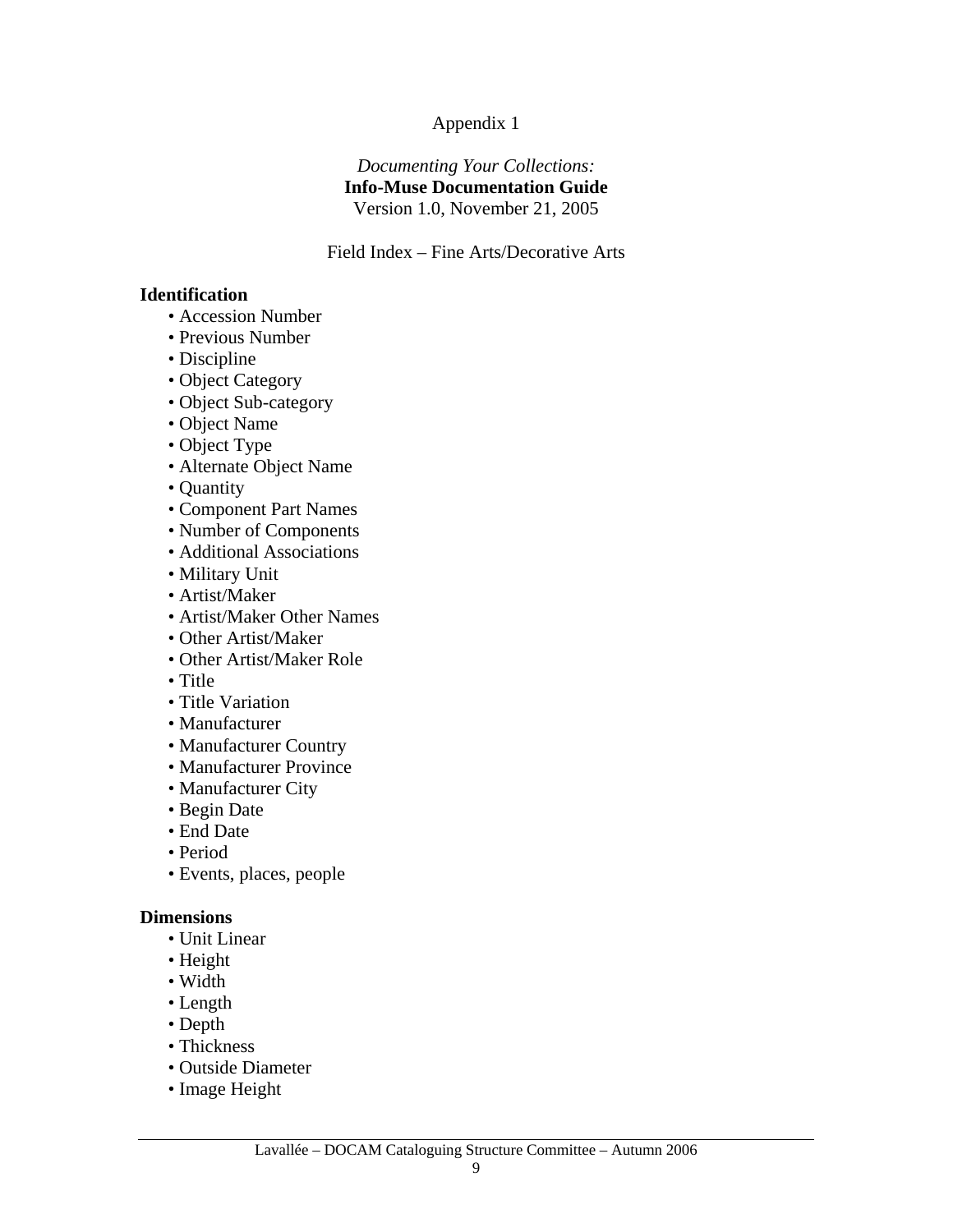Appendix 1

*Documenting Your Collections:*
**Info-Muse Documentation Guide**
Version 1.0, November 21, 2005

Field Index – Fine Arts/Decorative Arts

**Identification**

- Accession Number
- Previous Number
- Discipline
- Object Category
- Object Sub-category
- Object Name
- Object Type
- Alternate Object Name
- Quantity
- Component Part Names
- Number of Components
- Additional Associations
- Military Unit
- Artist/Maker
- Artist/Maker Other Names
- Other Artist/Maker
- Other Artist/Maker Role
- Title
- Title Variation
- Manufacturer
- Manufacturer Country
- Manufacturer Province
- Manufacturer City
- Begin Date
- End Date
- Period
- Events, places, people

**Dimensions**

- Unit Linear
- Height
- Width
- Length
- Depth
- Thickness
- Outside Diameter
- Image Height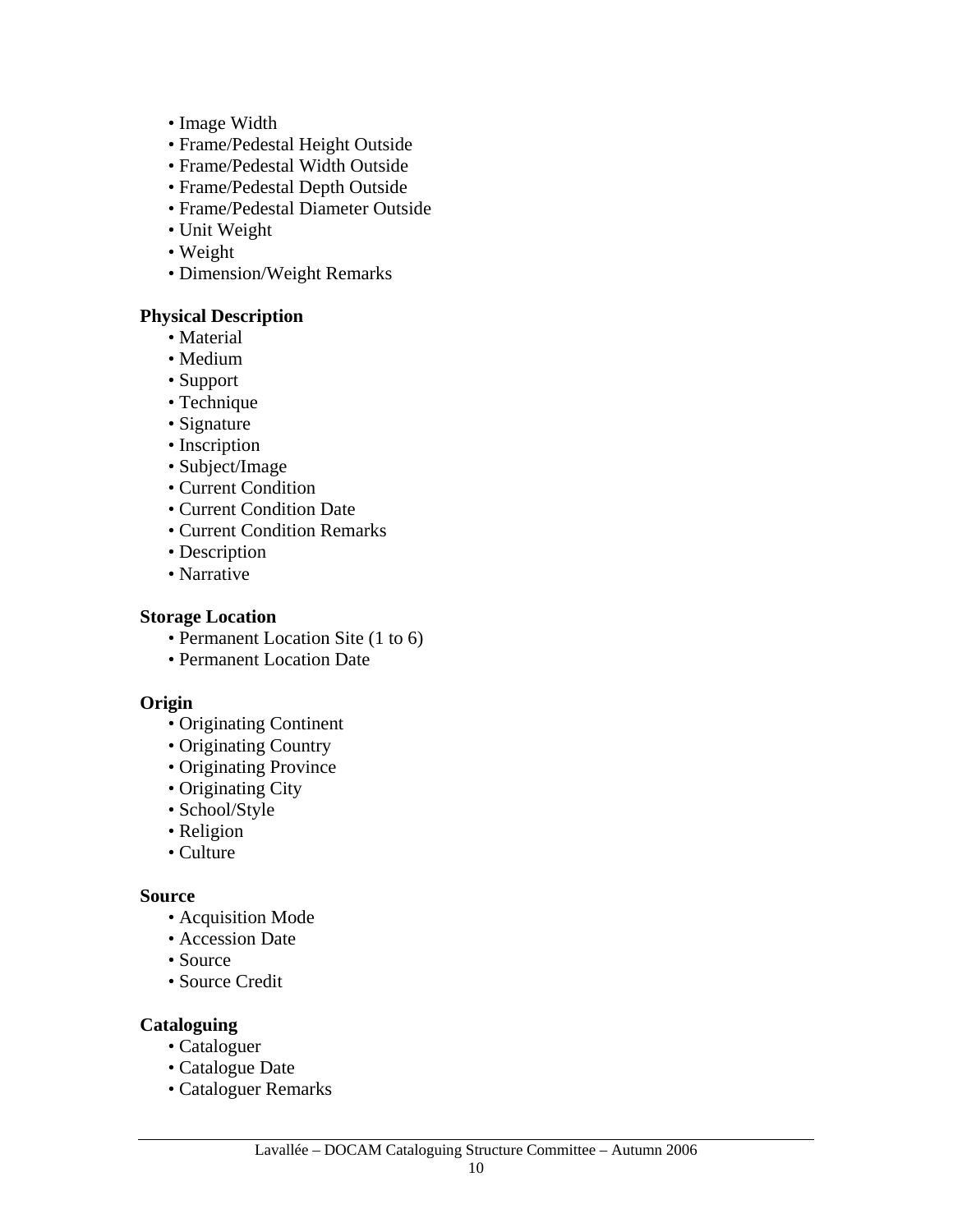- Image Width
- Frame/Pedestal Height Outside
- Frame/Pedestal Width Outside
- Frame/Pedestal Depth Outside
- Frame/Pedestal Diameter Outside
- Unit Weight
- Weight
- Dimension/Weight Remarks

**Physical Description**

- Material
- Medium
- Support
- Technique
- Signature
- Inscription
- Subject/Image
- Current Condition
- Current Condition Date
- Current Condition Remarks
- Description
- Narrative

**Storage Location**

- Permanent Location Site (1 to 6)
- Permanent Location Date

**Origin**

- Originating Continent
- Originating Country
- Originating Province
- Originating City
- School/Style
- Religion
- Culture

**Source**

- Acquisition Mode
- Accession Date
- Source
- Source Credit

**Cataloguing**

- Cataloguer
- Catalogue Date
- Cataloguer Remarks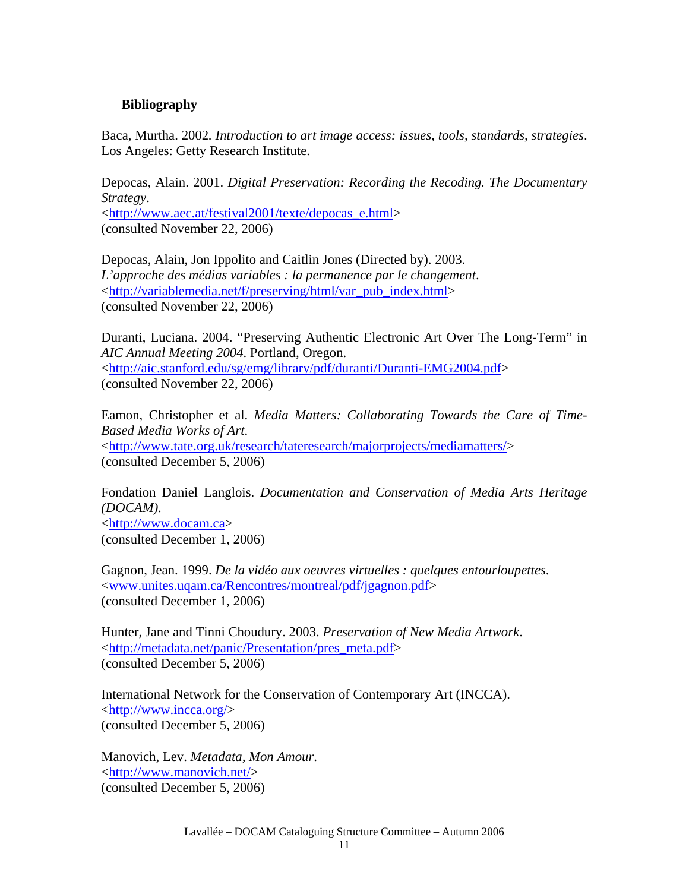### Bibliography

Baca, Murtha. 2002. *Introduction to art image access: issues, tools, standards, strategies*. Los Angeles: Getty Research Institute.

Depocas, Alain. 2001. *Digital Preservation: Recording the Recoding. The Documentary Strategy*.
<http://www.aec.at/festival2001/texte/depocas_e.html>
(consulted November 22, 2006)

Depocas, Alain, Jon Ippolito and Caitlin Jones (Directed by). 2003. *L'approche des médias variables : la permanence par le changement*.
<http://variablemedia.net/f/preserving/html/var_pub_index.html>
(consulted November 22, 2006)

Duranti, Luciana. 2004. "Preserving Authentic Electronic Art Over The Long-Term" in *AIC Annual Meeting 2004*. Portland, Oregon.
<http://aic.stanford.edu/sg/emg/library/pdf/duranti/Duranti-EMG2004.pdf>
(consulted November 22, 2006)

Eamon, Christopher et al. *Media Matters: Collaborating Towards the Care of Time-Based Media Works of Art*.
<http://www.tate.org.uk/research/tateresearch/majorprojects/mediamatters/>
(consulted December 5, 2006)

Fondation Daniel Langlois. *Documentation and Conservation of Media Arts Heritage (DOCAM)*.
<http://www.docam.ca>
(consulted December 1, 2006)

Gagnon, Jean. 1999. *De la vidéo aux oeuvres virtuelles : quelques entourloupettes*.
<www.unites.uqam.ca/Rencontres/montreal/pdf/jgagnon.pdf>
(consulted December 1, 2006)

Hunter, Jane and Tinni Choudury. 2003. *Preservation of New Media Artwork*.
<http://metadata.net/panic/Presentation/pres_meta.pdf>
(consulted December 5, 2006)

International Network for the Conservation of Contemporary Art (INCCA).
<http://www.incca.org/>
(consulted December 5, 2006)

Manovich, Lev. *Metadata, Mon Amour*.
<http://www.manovich.net/>
(consulted December 5, 2006)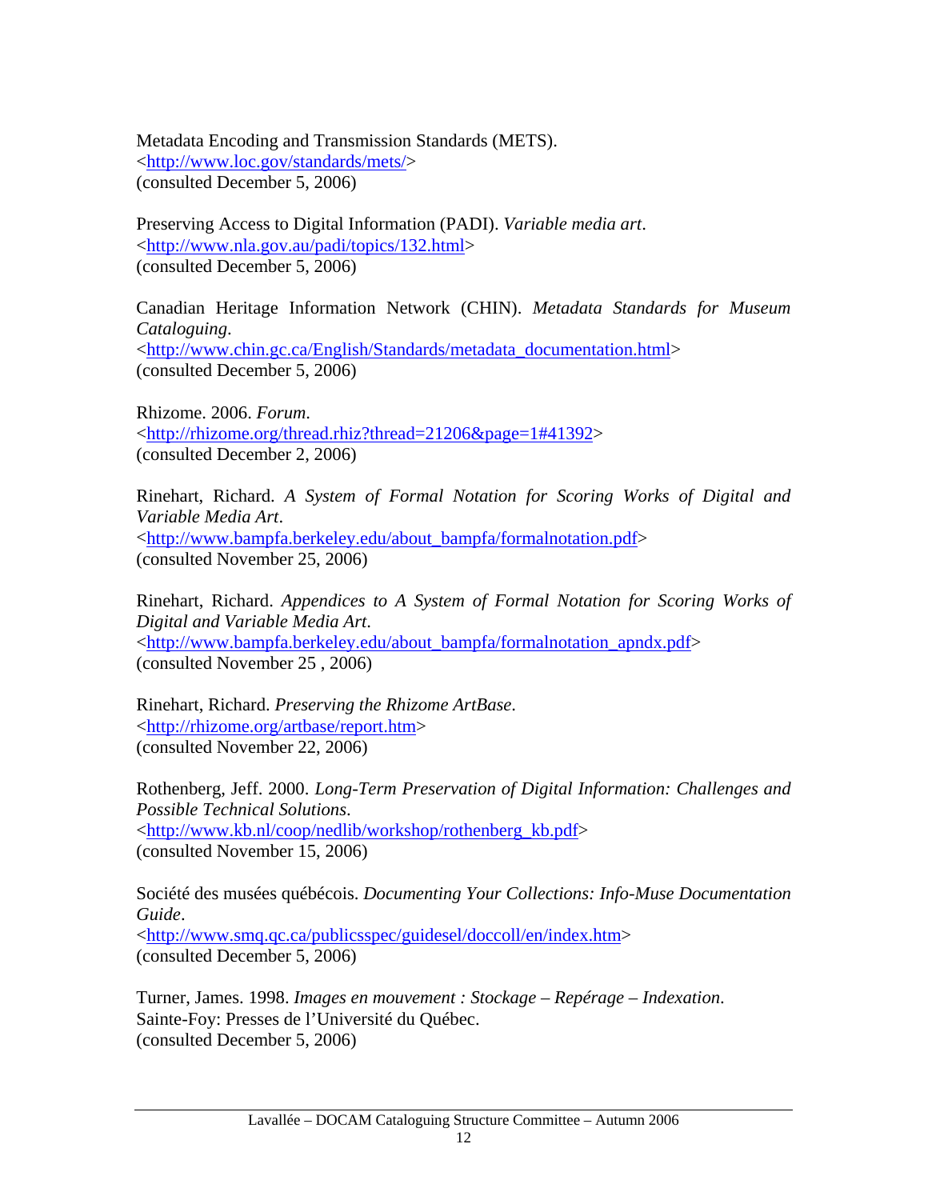Metadata Encoding and Transmission Standards (METS).
<http://www.loc.gov/standards/mets/>
(consulted December 5, 2006)

Preserving Access to Digital Information (PADI). *Variable media art*.
<http://www.nla.gov.au/padi/topics/132.html>
(consulted December 5, 2006)

Canadian Heritage Information Network (CHIN). *Metadata Standards for Museum Cataloguing*.
<http://www.chin.gc.ca/English/Standards/metadata_documentation.html>
(consulted December 5, 2006)

Rhizome. 2006. *Forum*.
<http://rhizome.org/thread.rhiz?thread=21206&page=1#41392>
(consulted December 2, 2006)

Rinehart, Richard. *A System of Formal Notation for Scoring Works of Digital and Variable Media Art*.
<http://www.bampfa.berkeley.edu/about_bampfa/formalnotation.pdf>
(consulted November 25, 2006)

Rinehart, Richard. *Appendices to A System of Formal Notation for Scoring Works of Digital and Variable Media Art*.
<http://www.bampfa.berkeley.edu/about_bampfa/formalnotation_apndx.pdf>
(consulted November 25 , 2006)

Rinehart, Richard. *Preserving the Rhizome ArtBase*.
<http://rhizome.org/artbase/report.htm>
(consulted November 22, 2006)

Rothenberg, Jeff. 2000. *Long-Term Preservation of Digital Information: Challenges and Possible Technical Solutions*.
<http://www.kb.nl/coop/nedlib/workshop/rothenberg_kb.pdf>
(consulted November 15, 2006)

Société des musées québécois. *Documenting Your Collections: Info-Muse Documentation Guide*.
<http://www.smq.qc.ca/publicsspec/guidesel/doccoll/en/index.htm>
(consulted December 5, 2006)

Turner, James. 1998. *Images en mouvement : Stockage – Repérage – Indexation*.
Sainte-Foy: Presses de l'Université du Québec.
(consulted December 5, 2006)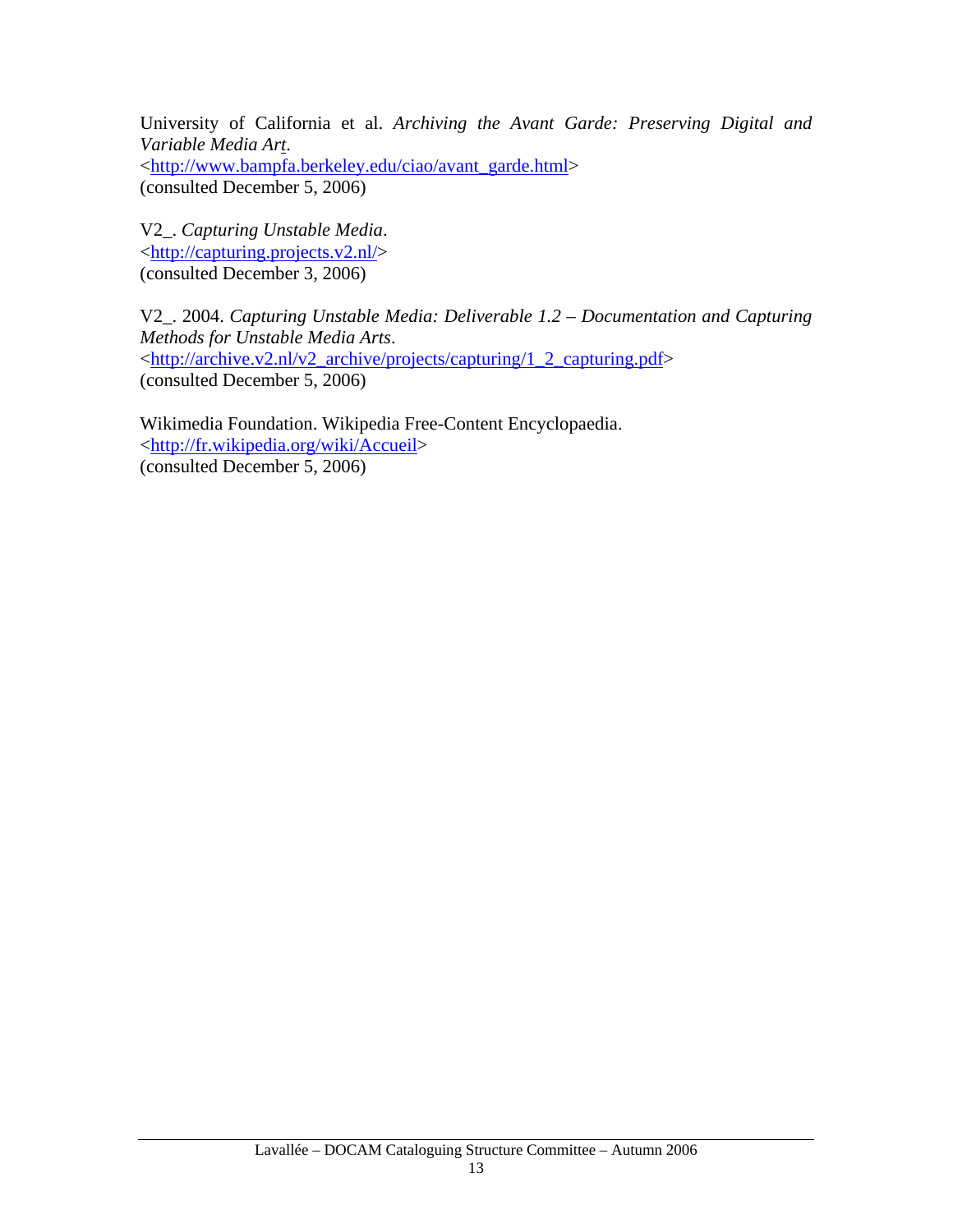University of California et al. *Archiving the Avant Garde: Preserving Digital and Variable Media Art*.
<http://www.bampfa.berkeley.edu/ciao/avant_garde.html>
(consulted December 5, 2006)

V2_. *Capturing Unstable Media*.
<http://capturing.projects.v2.nl/>
(consulted December 3, 2006)

V2_. 2004. *Capturing Unstable Media: Deliverable 1.2 – Documentation and Capturing Methods for Unstable Media Arts*.
<http://archive.v2.nl/v2_archive/projects/capturing/1_2_capturing.pdf>
(consulted December 5, 2006)

Wikimedia Foundation. Wikipedia Free-Content Encyclopaedia.
<http://fr.wikipedia.org/wiki/Accueil>
(consulted December 5, 2006)